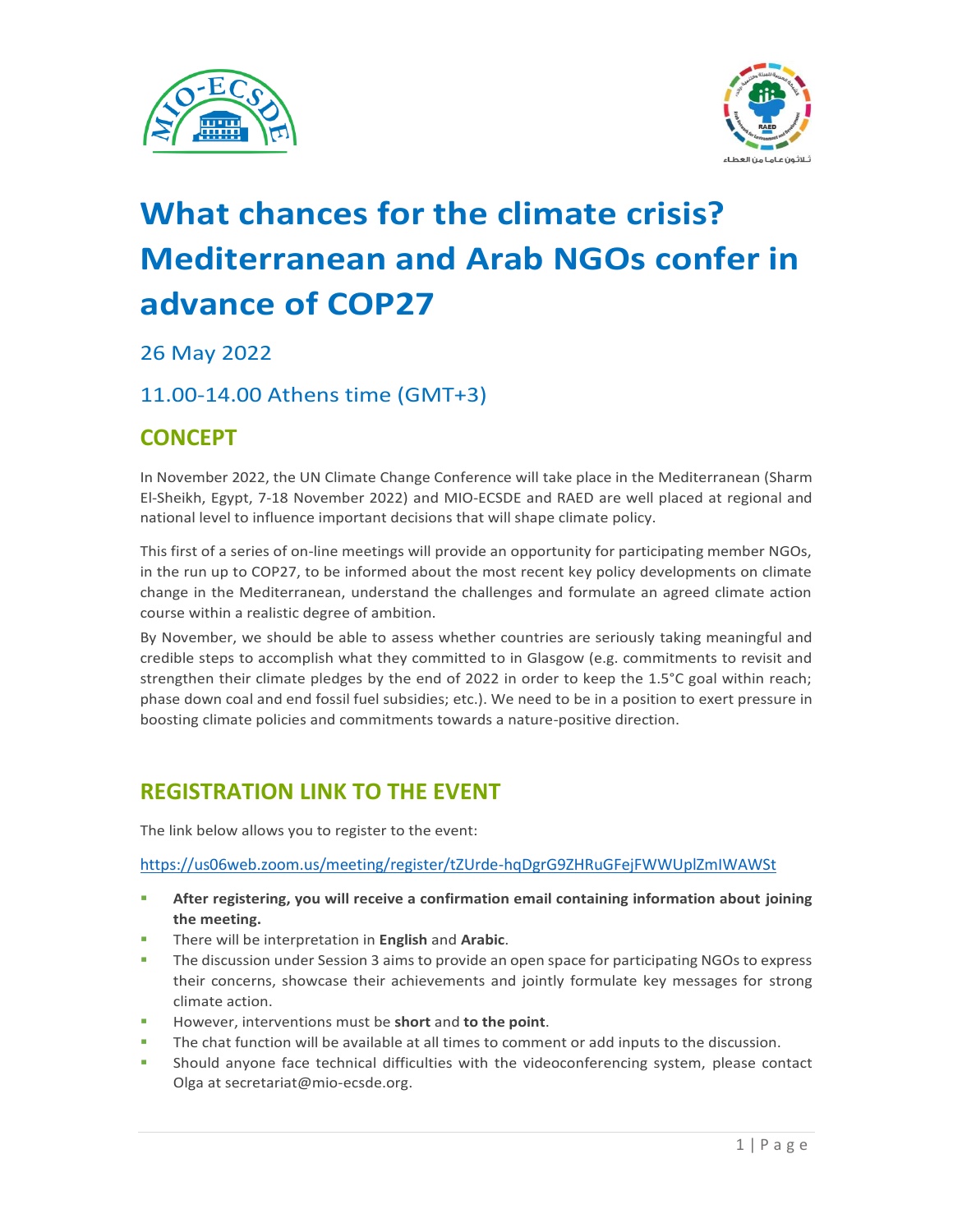# What chances for the climate crisis? Mediterranean and Arab NGOs confer in advance of COP27

26 May 2022

11.00-14.00 Athens time (GMT+3)

## CONCEPT

In November 2022, the UN Climate Change Conference will take place in the Mediterranean (Sharm El-Sheikh, Egypt, 7-18 November 2022) and MIO-ECSDE and RAED are well placed at regional and national level to influence important decisions that will shape climate policy.

This first of a series of on-line meetings will provide an opportunity for participating member NGOs, in the run up to COP27, to be informed about the most recent key policy developments on climate change in the Mediterranean, understand the challenges and formulate an agreed climate action course within a realistic degree of ambition.

By November, we should be able to assess whether countries are seriously taking meaningful and credible steps to accomplish what they committed to in Glasgow (e.g. commitments to revisit and strengthen their climate pledges by the end of 2022 in order to keep the 1.5°C goal within reach; phase down coal and end fossil fuel subsidies; etc.). We need to be in a position to exert pressure in boosting climate policies and commitments towards a nature-positive direction.

## REGISTRATION LINK TO THE EVENT

The link below allows you to register to the event:

https://us06web.zoom.us/meeting/register/tZUrde-hqDgrG9ZHRuGFejFWWUplZmIWAWSt

- **After registering, you will receive a confirmation email containing information about joining the meeting.**
- There will be interpretation in **English** and **Arabic**.
- The discussion under Session 3 aims to provide an open space for participating NGOs to express their concerns, showcase their achievements and jointly formulate key messages for strong climate action.
- However, interventions must be **short** and **to the point**.
- The chat function will be available at all times to comment or add inputs to the discussion.
- Should anyone face technical difficulties with the videoconferencing system, please contact Olga at secretariat@mio-ecsde.org.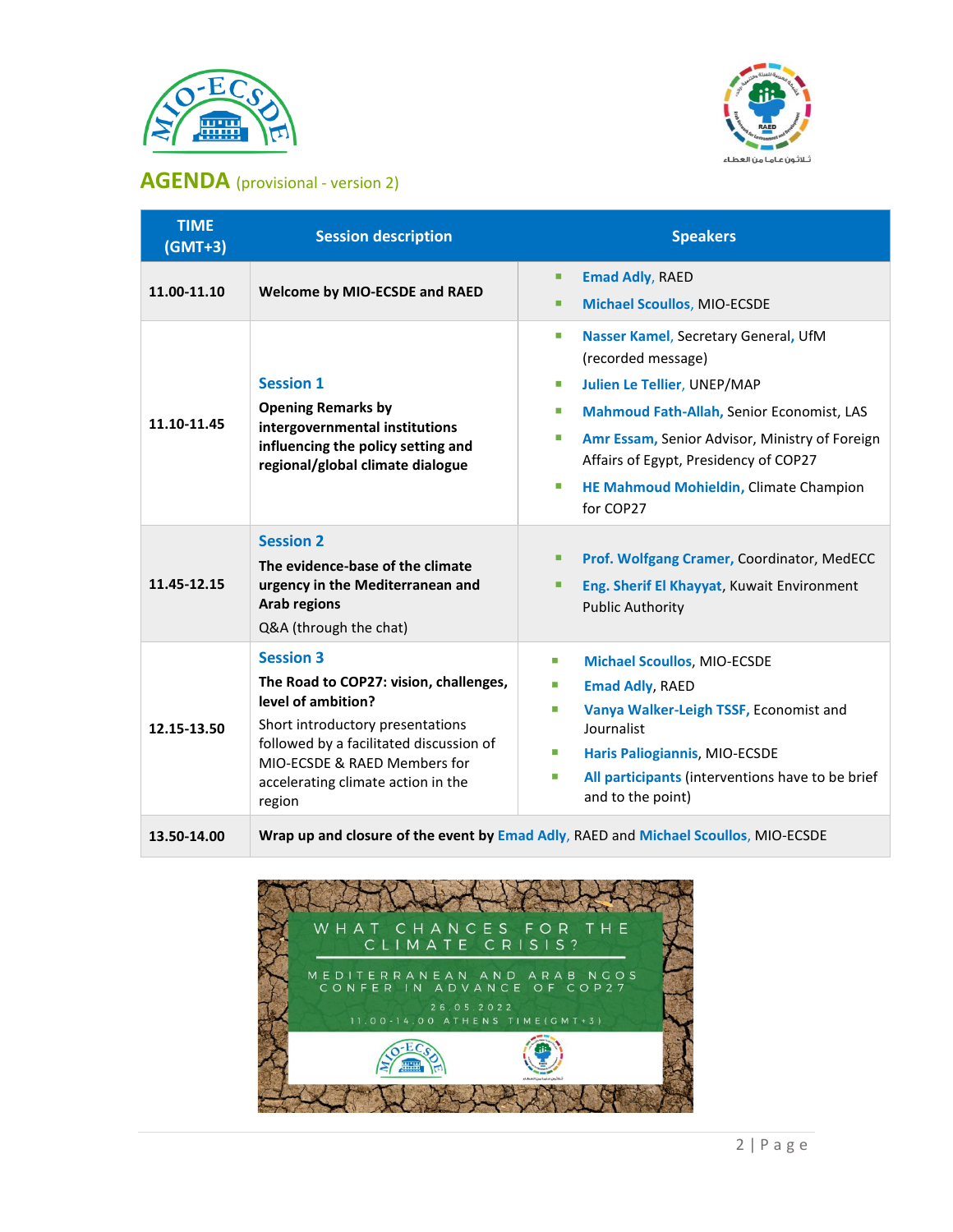## AGENDA (provisional - version 2)

| TIME (GMT+3) | Session description | Speakers |
|---|---|---|
| 11.00-11.10 | **Welcome by MIO-ECSDE and RAED** | ▪ Emad Adly, RAED<br>▪ Michael Scoullos, MIO-ECSDE |
| 11.10-11.45 | Session 1<br>**Opening Remarks by intergovernmental institutions influencing the policy setting and regional/global climate dialogue** | ▪ Nasser Kamel, Secretary General, UfM (recorded message)<br>▪ Julien Le Tellier, UNEP/MAP<br>▪ Mahmoud Fath-Allah, Senior Economist, LAS<br>▪ Amr Essam, Senior Advisor, Ministry of Foreign Affairs of Egypt, Presidency of COP27<br>▪ HE Mahmoud Mohieldin, Climate Champion for COP27 |
| 11.45-12.15 | Session 2<br>**The evidence-base of the climate urgency in the Mediterranean and Arab regions**<br>Q&A (through the chat) | ▪ Prof. Wolfgang Cramer, Coordinator, MedECC<br>▪ Eng. Sherif El Khayyat, Kuwait Environment Public Authority |
| 12.15-13.50 | Session 3<br>**The Road to COP27: vision, challenges, level of ambition?**<br>Short introductory presentations followed by a facilitated discussion of MIO-ECSDE & RAED Members for accelerating climate action in the region | ▪ Michael Scoullos, MIO-ECSDE<br>▪ Emad Adly, RAED<br>▪ Vanya Walker-Leigh TSSF, Economist and Journalist<br>▪ Haris Paliogiannis, MIO-ECSDE<br>▪ All participants (interventions have to be brief and to the point) |
| 13.50-14.00 | **Wrap up and closure of the event by Emad Adly, RAED and Michael Scoullos, MIO-ECSDE** | |

WHAT CHANCES FOR THE CLIMATE CRISIS?

MEDITERRANEAN AND ARAB NGOS CONFER IN ADVANCE OF COP27

26.05.2022

11.00-14.00 ATHENS TIME (GMT+3)